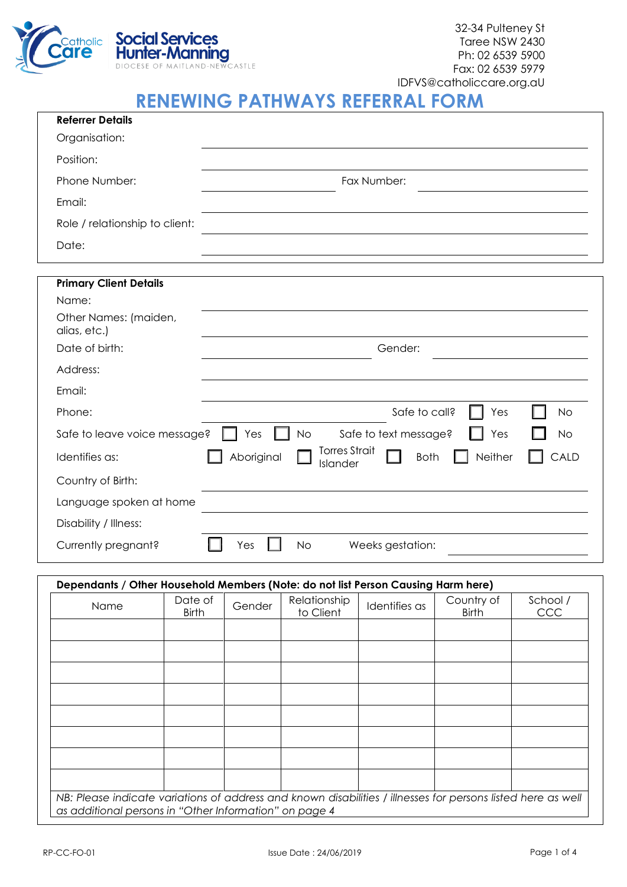Catholic Care **Social Services Hunter-Manning**
DIOCESE OF MAITLAND-NEWCASTLE

32-34 Pulteney St
Taree NSW 2430
Ph: 02 6539 5900
Fax: 02 6539 5979
IDFVS@catholiccare.org.aU

# RENEWING PATHWAYS REFERRAL FORM

**Referrer Details**

Organisation: ____________________

Position: ____________________

Phone Number: ____________________ Fax Number: ____________________

Email: ____________________

Role / relationship to client: ____________________

Date: ____________________

**Primary Client Details**

Name: ____________________

Other Names: (maiden, alias, etc.) ____________________

Date of birth: ____________________ Gender: ____________________

Address: ____________________

Email: ____________________

Phone: ____________________ Safe to call? ☐ Yes ☐ No

Safe to leave voice message? ☐ Yes ☐ No Safe to text message? ☐ Yes ☐ No

Identifies as: ☐ Aboriginal ☐ Torres Strait Islander ☐ Both ☐ Neither ☐ CALD

Country of Birth: ____________________

Language spoken at home ____________________

Disability / Illness: ____________________

Currently pregnant? ☐ Yes ☐ No Weeks gestation: ____________________

**Dependants / Other Household Members (Note: do not list Person Causing Harm here)**

| Name | Date of Birth | Gender | Relationship to Client | Identifies as | Country of Birth | School / CCC |
|---|---|---|---|---|---|---|
| | | | | | | |
| | | | | | | |
| | | | | | | |
| | | | | | | |
| | | | | | | |
| | | | | | | |
| | | | | | | |
| | | | | | | |

*NB: Please indicate variations of address and known disabilities / illnesses for persons listed here as well as additional persons in "Other Information" on page 4*

RP-CC-FO-01 Issue Date : 24/06/2019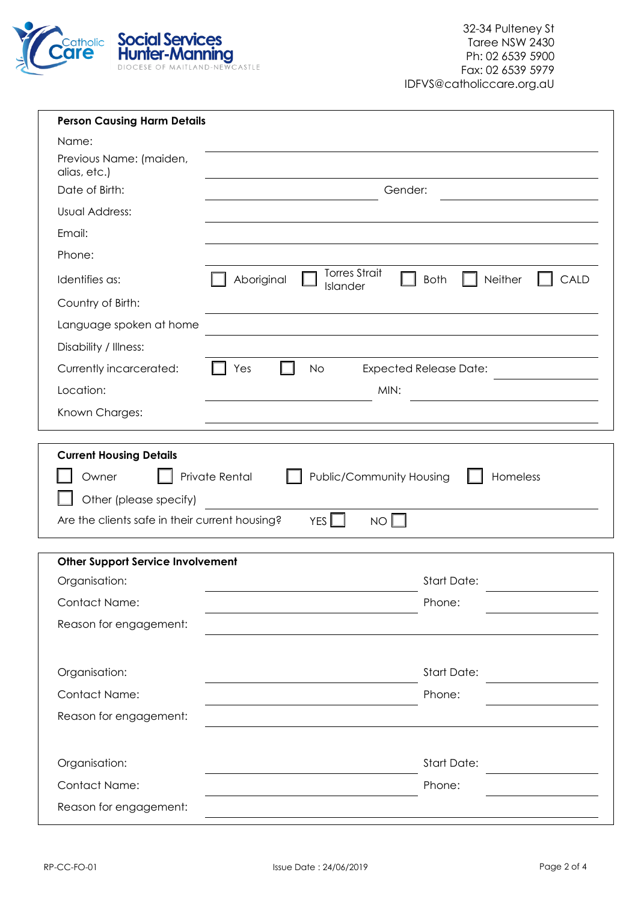Catholic Care **Social Services Hunter-Manning**
DIOCESE OF MAITLAND-NEWCASTLE

32-34 Pulteney St
Taree NSW 2430
Ph: 02 6539 5900
Fax: 02 6539 5979
IDFVS@catholiccare.org.aU

**Person Causing Harm Details**

Name: ______________________________

Previous Name: (maiden, alias, etc.) ______________________________

Date of Birth: ______________ Gender: ______________

Usual Address: ______________________________

Email: ______________________________

Phone: ______________________________

Identifies as: ☐ Aboriginal ☐ Torres Strait Islander ☐ Both ☐ Neither ☐ CALD

Country of Birth: ______________________________

Language spoken at home ______________________________

Disability / Illness: ______________________________

Currently incarcerated: ☐ Yes ☐ No Expected Release Date: ______________

Location: ______________ MIN: ______________

Known Charges: ______________________________

**Current Housing Details**

☐ Owner ☐ Private Rental ☐ Public/Community Housing ☐ Homeless

☐ Other (please specify) ______________________________

Are the clients safe in their current housing? YES ☐ NO ☐

**Other Support Service Involvement**

Organisation: ______________ Start Date: ______________

Contact Name: ______________ Phone: ______________

Reason for engagement: ______________________________

Organisation: ______________ Start Date: ______________

Contact Name: ______________ Phone: ______________

Reason for engagement: ______________________________

Organisation: ______________ Start Date: ______________

Contact Name: ______________ Phone: ______________

Reason for engagement: ______________________________

RP-CC-FO-01 Issue Date : 24/06/2019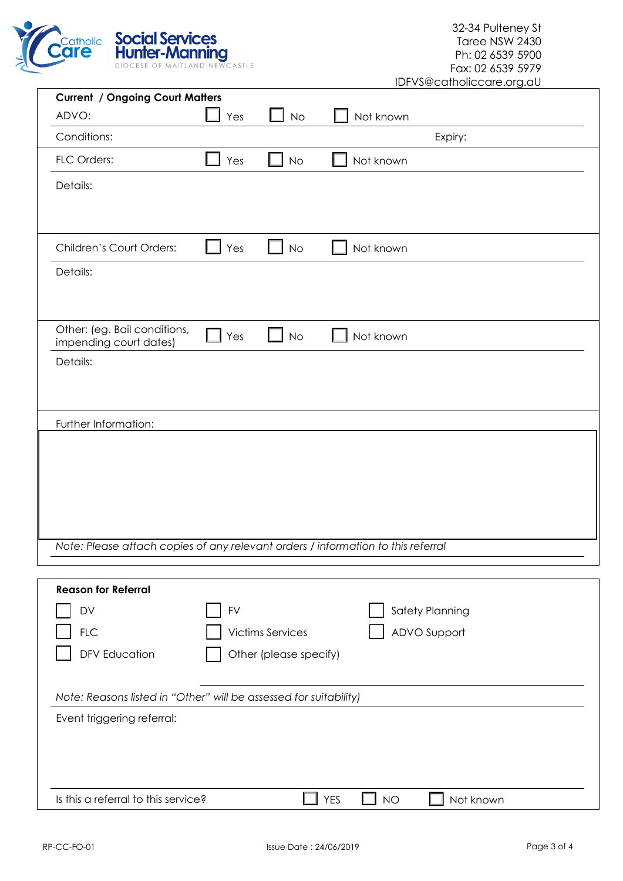Catholic Care Social Services Hunter-Manning
DIOCESE OF MAITLAND-NEWCASTLE

32-34 Pulteney St
Taree NSW 2430
Ph: 02 6539 5900
Fax: 02 6539 5979
IDFVS@catholiccare.org.aU

**Current / Ongoing Court Matters**

ADVO: ☐ Yes ☐ No ☐ Not known

Conditions: Expiry:

FLC Orders: ☐ Yes ☐ No ☐ Not known

Details:

Children's Court Orders: ☐ Yes ☐ No ☐ Not known

Details:

Other: (eg. Bail conditions, impending court dates) ☐ Yes ☐ No ☐ Not known

Details:

Further Information:

*Note: Please attach copies of any relevant orders / information to this referral*

**Reason for Referral**

| | | |
|---|---|---|
| ☐ DV | ☐ FV | ☐ Safety Planning |
| ☐ FLC | ☐ Victims Services | ☐ ADVO Support |
| ☐ DFV Education | ☐ Other (please specify) | |

*Note: Reasons listed in "Other" will be assessed for suitability)*

Event triggering referral:

Is this a referral to this service? ☐ YES ☐ NO ☐ Not known

RP-CC-FO-01 Issue Date : 24/06/2019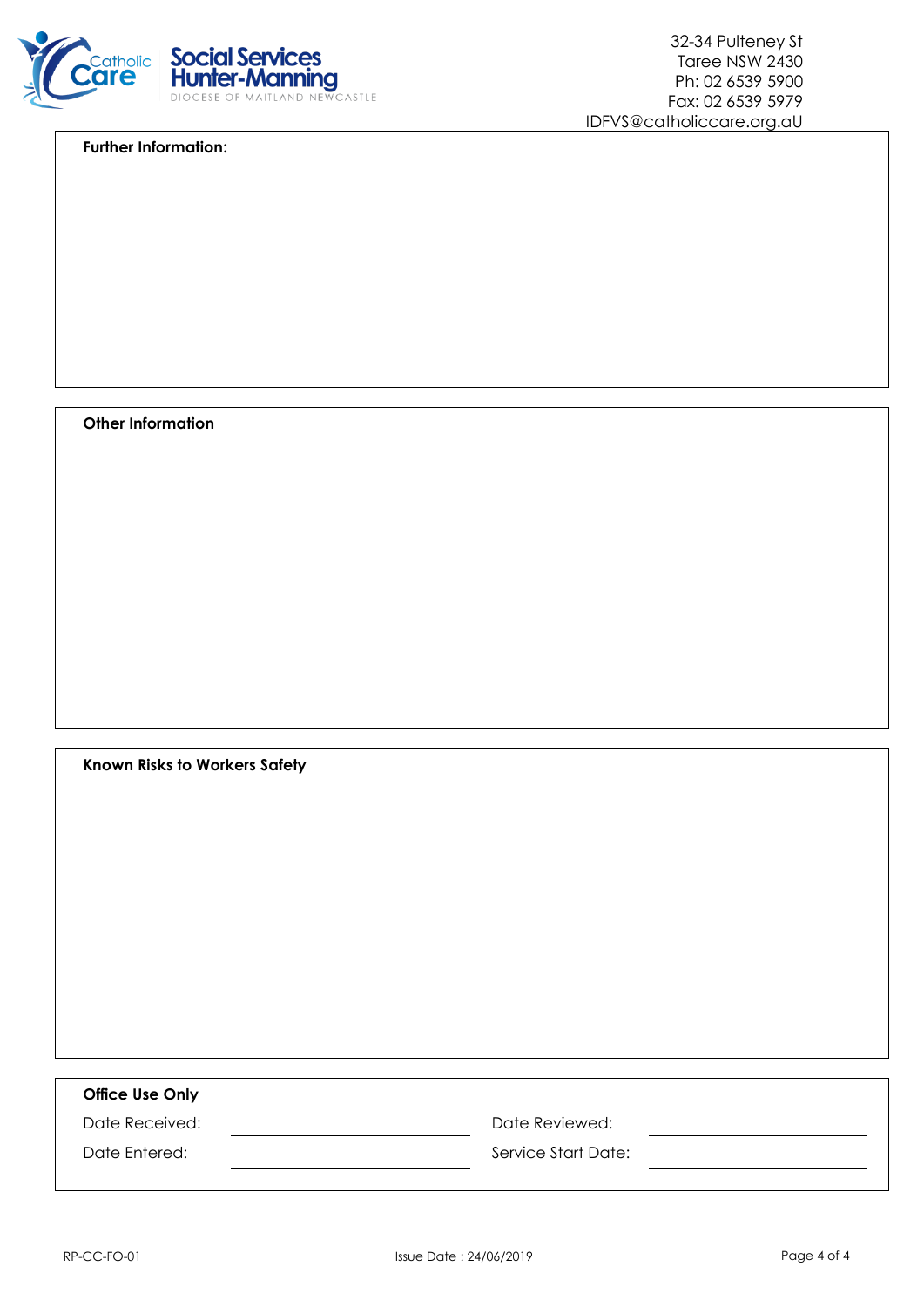Catholic Care Social Services Hunter-Manning
DIOCESE OF MAITLAND-NEWCASTLE

32-34 Pulteney St
Taree NSW 2430
Ph: 02 6539 5900
Fax: 02 6539 5979
IDFVS@catholiccare.org.aU

**Further Information:**

**Other Information**

**Known Risks to Workers Safety**

**Office Use Only**

| | | | |
|---|---|---|---|
| Date Received: | | Date Reviewed: | |
| Date Entered: | | Service Start Date: | |

RP-CC-FO-01 Issue Date : 24/06/2019